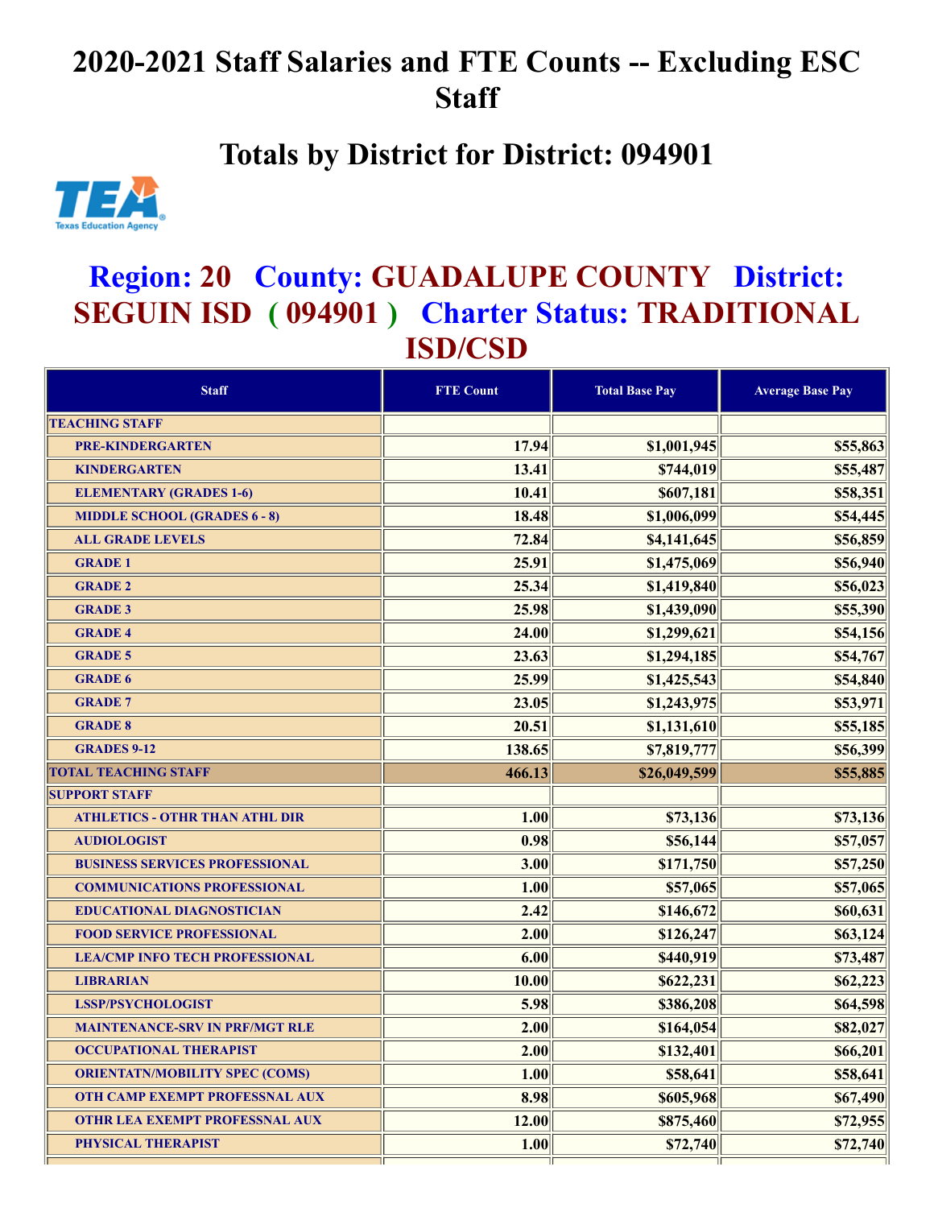# 2020-2021 Staff Salaries and FTE Counts -- Excluding ESC Staff

## Totals by District for District: 094901

## Region: 20 County: GUADALUPE COUNTY District: SEGUIN ISD ( 094901 ) Charter Status: TRADITIONAL ISD/CSD

| Staff | FTE Count | Total Base Pay | Average Base Pay |
|---|---|---|---|
| TEACHING STAFF | | | |
| PRE-KINDERGARTEN | 17.94 | $1,001,945 | $55,863 |
| KINDERGARTEN | 13.41 | $744,019 | $55,487 |
| ELEMENTARY (GRADES 1-6) | 10.41 | $607,181 | $58,351 |
| MIDDLE SCHOOL (GRADES 6 - 8) | 18.48 | $1,006,099 | $54,445 |
| ALL GRADE LEVELS | 72.84 | $4,141,645 | $56,859 |
| GRADE 1 | 25.91 | $1,475,069 | $56,940 |
| GRADE 2 | 25.34 | $1,419,840 | $56,023 |
| GRADE 3 | 25.98 | $1,439,090 | $55,390 |
| GRADE 4 | 24.00 | $1,299,621 | $54,156 |
| GRADE 5 | 23.63 | $1,294,185 | $54,767 |
| GRADE 6 | 25.99 | $1,425,543 | $54,840 |
| GRADE 7 | 23.05 | $1,243,975 | $53,971 |
| GRADE 8 | 20.51 | $1,131,610 | $55,185 |
| GRADES 9-12 | 138.65 | $7,819,777 | $56,399 |
| TOTAL TEACHING STAFF | 466.13 | $26,049,599 | $55,885 |
| SUPPORT STAFF | | | |
| ATHLETICS - OTHR THAN ATHL DIR | 1.00 | $73,136 | $73,136 |
| AUDIOLOGIST | 0.98 | $56,144 | $57,057 |
| BUSINESS SERVICES PROFESSIONAL | 3.00 | $171,750 | $57,250 |
| COMMUNICATIONS PROFESSIONAL | 1.00 | $57,065 | $57,065 |
| EDUCATIONAL DIAGNOSTICIAN | 2.42 | $146,672 | $60,631 |
| FOOD SERVICE PROFESSIONAL | 2.00 | $126,247 | $63,124 |
| LEA/CMP INFO TECH PROFESSIONAL | 6.00 | $440,919 | $73,487 |
| LIBRARIAN | 10.00 | $622,231 | $62,223 |
| LSSP/PSYCHOLOGIST | 5.98 | $386,208 | $64,598 |
| MAINTENANCE-SRV IN PRF/MGT RLE | 2.00 | $164,054 | $82,027 |
| OCCUPATIONAL THERAPIST | 2.00 | $132,401 | $66,201 |
| ORIENTATN/MOBILITY SPEC (COMS) | 1.00 | $58,641 | $58,641 |
| OTH CAMP EXEMPT PROFESSNAL AUX | 8.98 | $605,968 | $67,490 |
| OTHR LEA EXEMPT PROFESSNAL AUX | 12.00 | $875,460 | $72,955 |
| PHYSICAL THERAPIST | 1.00 | $72,740 | $72,740 |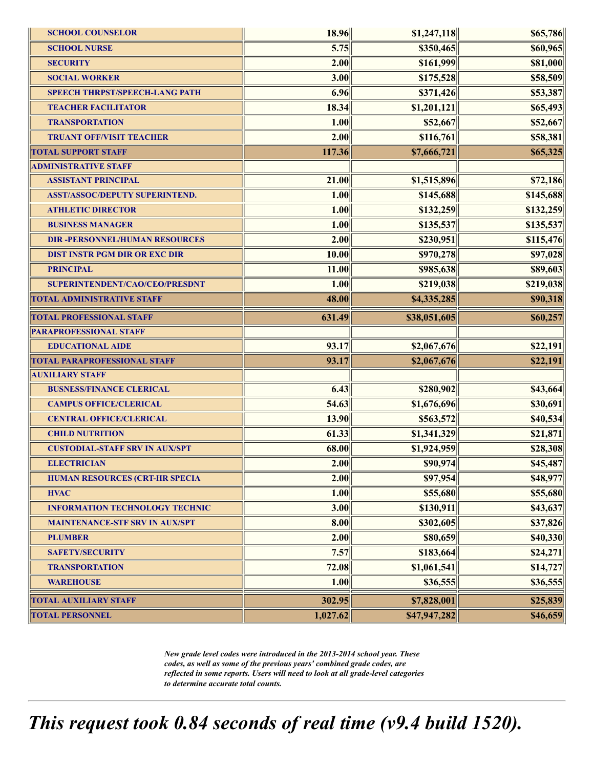| | | | |
|---|---|---|---|
| SCHOOL COUNSELOR | 18.96 | $1,247,118 | $65,786 |
| SCHOOL NURSE | 5.75 | $350,465 | $60,965 |
| SECURITY | 2.00 | $161,999 | $81,000 |
| SOCIAL WORKER | 3.00 | $175,528 | $58,509 |
| SPEECH THRPST/SPEECH-LANG PATH | 6.96 | $371,426 | $53,387 |
| TEACHER FACILITATOR | 18.34 | $1,201,121 | $65,493 |
| TRANSPORTATION | 1.00 | $52,667 | $52,667 |
| TRUANT OFF/VISIT TEACHER | 2.00 | $116,761 | $58,381 |
| **TOTAL SUPPORT STAFF** | **117.36** | **$7,666,721** | **$65,325** |
| **ADMINISTRATIVE STAFF** | | | |
| ASSISTANT PRINCIPAL | 21.00 | $1,515,896 | $72,186 |
| ASST/ASSOC/DEPUTY SUPERINTEND. | 1.00 | $145,688 | $145,688 |
| ATHLETIC DIRECTOR | 1.00 | $132,259 | $132,259 |
| BUSINESS MANAGER | 1.00 | $135,537 | $135,537 |
| DIR -PERSONNEL/HUMAN RESOURCES | 2.00 | $230,951 | $115,476 |
| DIST INSTR PGM DIR OR EXC DIR | 10.00 | $970,278 | $97,028 |
| PRINCIPAL | 11.00 | $985,638 | $89,603 |
| SUPERINTENDENT/CAO/CEO/PRESDNT | 1.00 | $219,038 | $219,038 |
| **TOTAL ADMINISTRATIVE STAFF** | **48.00** | **$4,335,285** | **$90,318** |
| **TOTAL PROFESSIONAL STAFF** | **631.49** | **$38,051,605** | **$60,257** |
| **PARAPROFESSIONAL STAFF** | | | |
| EDUCATIONAL AIDE | 93.17 | $2,067,676 | $22,191 |
| **TOTAL PARAPROFESSIONAL STAFF** | **93.17** | **$2,067,676** | **$22,191** |
| **AUXILIARY STAFF** | | | |
| BUSNESS/FINANCE CLERICAL | 6.43 | $280,902 | $43,664 |
| CAMPUS OFFICE/CLERICAL | 54.63 | $1,676,696 | $30,691 |
| CENTRAL OFFICE/CLERICAL | 13.90 | $563,572 | $40,534 |
| CHILD NUTRITION | 61.33 | $1,341,329 | $21,871 |
| CUSTODIAL-STAFF SRV IN AUX/SPT | 68.00 | $1,924,959 | $28,308 |
| ELECTRICIAN | 2.00 | $90,974 | $45,487 |
| HUMAN RESOURCES (CRT-HR SPECIA | 2.00 | $97,954 | $48,977 |
| HVAC | 1.00 | $55,680 | $55,680 |
| INFORMATION TECHNOLOGY TECHNIC | 3.00 | $130,911 | $43,637 |
| MAINTENANCE-STF SRV IN AUX/SPT | 8.00 | $302,605 | $37,826 |
| PLUMBER | 2.00 | $80,659 | $40,330 |
| SAFETY/SECURITY | 7.57 | $183,664 | $24,271 |
| TRANSPORTATION | 72.08 | $1,061,541 | $14,727 |
| WAREHOUSE | 1.00 | $36,555 | $36,555 |
| **TOTAL AUXILIARY STAFF** | **302.95** | **$7,828,001** | **$25,839** |
| **TOTAL PERSONNEL** | **1,027.62** | **$47,947,282** | **$46,659** |

*New grade level codes were introduced in the 2013-2014 school year. These codes, as well as some of the previous years' combined grade codes, are reflected in some reports. Users will need to look at all grade-level categories to determine accurate total counts.*

---

*This request took 0.84 seconds of real time (v9.4 build 1520).*